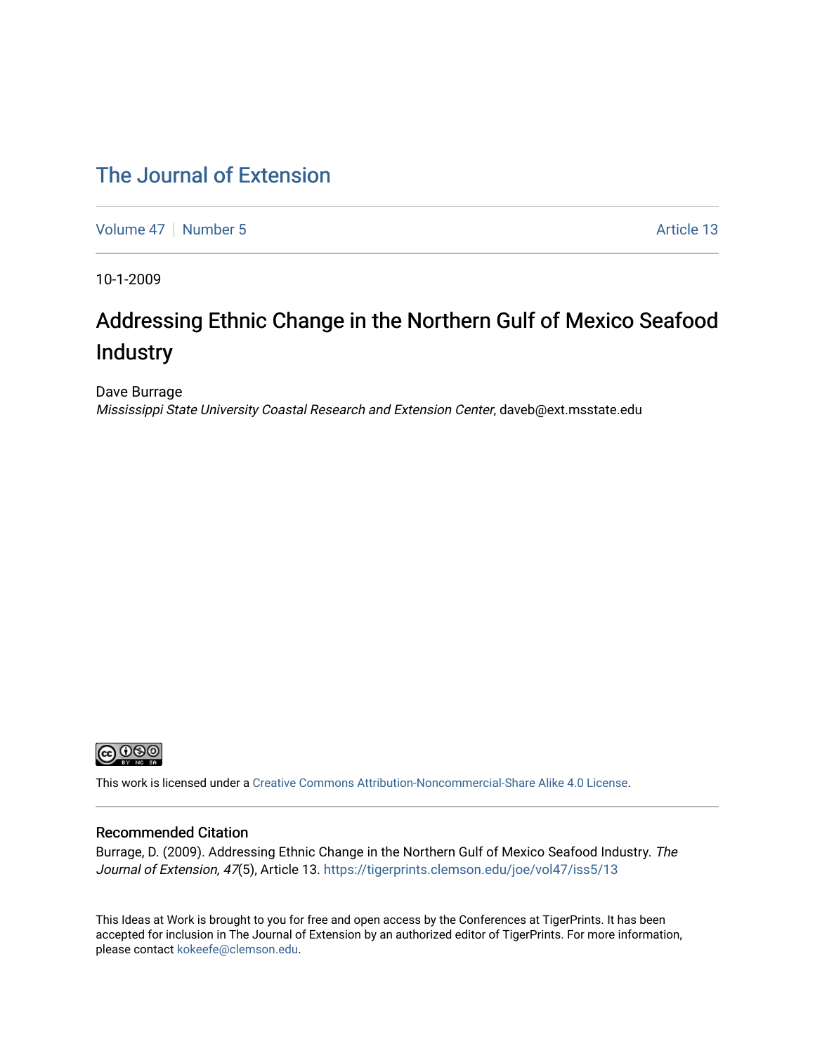# The Journal of Extension

Volume 47 | Number 5 | Article 13

10-1-2009

## Addressing Ethnic Change in the Northern Gulf of Mexico Seafood Industry

Dave Burrage
*Mississippi State University Coastal Research and Extension Center*, daveb@ext.msstate.edu

This work is licensed under a Creative Commons Attribution-Noncommercial-Share Alike 4.0 License.

### Recommended Citation

Burrage, D. (2009). Addressing Ethnic Change in the Northern Gulf of Mexico Seafood Industry. *The Journal of Extension, 47*(5), Article 13. https://tigerprints.clemson.edu/joe/vol47/iss5/13

This Ideas at Work is brought to you for free and open access by the Conferences at TigerPrints. It has been accepted for inclusion in The Journal of Extension by an authorized editor of TigerPrints. For more information, please contact kokeefe@clemson.edu.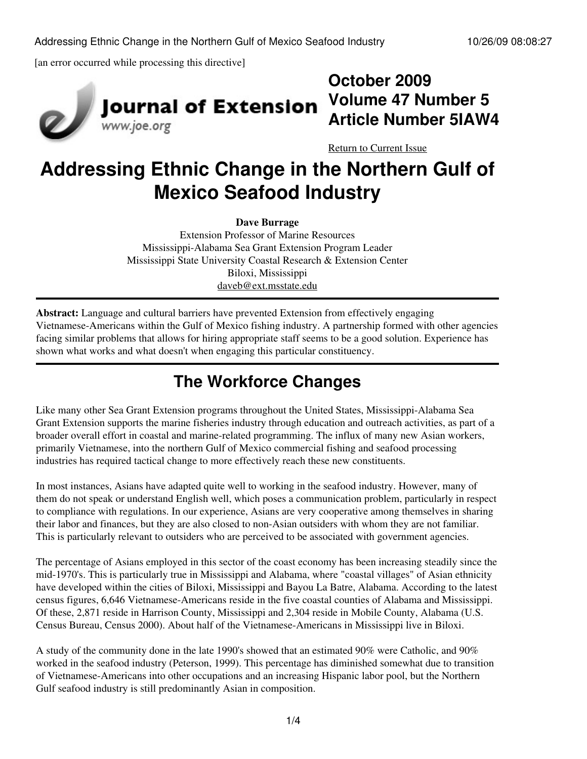[an error occurred while processing this directive]

**October 2009**
**Volume 47 Number 5**
**Article Number 5IAW4**

Return to Current Issue

# Addressing Ethnic Change in the Northern Gulf of Mexico Seafood Industry

**Dave Burrage**
Extension Professor of Marine Resources
Mississippi-Alabama Sea Grant Extension Program Leader
Mississippi State University Coastal Research & Extension Center
Biloxi, Mississippi
daveb@ext.msstate.edu

**Abstract:** Language and cultural barriers have prevented Extension from effectively engaging Vietnamese-Americans within the Gulf of Mexico fishing industry. A partnership formed with other agencies facing similar problems that allows for hiring appropriate staff seems to be a good solution. Experience has shown what works and what doesn't when engaging this particular constituency.

## The Workforce Changes

Like many other Sea Grant Extension programs throughout the United States, Mississippi-Alabama Sea Grant Extension supports the marine fisheries industry through education and outreach activities, as part of a broader overall effort in coastal and marine-related programming. The influx of many new Asian workers, primarily Vietnamese, into the northern Gulf of Mexico commercial fishing and seafood processing industries has required tactical change to more effectively reach these new constituents.

In most instances, Asians have adapted quite well to working in the seafood industry. However, many of them do not speak or understand English well, which poses a communication problem, particularly in respect to compliance with regulations. In our experience, Asians are very cooperative among themselves in sharing their labor and finances, but they are also closed to non-Asian outsiders with whom they are not familiar. This is particularly relevant to outsiders who are perceived to be associated with government agencies.

The percentage of Asians employed in this sector of the coast economy has been increasing steadily since the mid-1970's. This is particularly true in Mississippi and Alabama, where "coastal villages" of Asian ethnicity have developed within the cities of Biloxi, Mississippi and Bayou La Batre, Alabama. According to the latest census figures, 6,646 Vietnamese-Americans reside in the five coastal counties of Alabama and Mississippi. Of these, 2,871 reside in Harrison County, Mississippi and 2,304 reside in Mobile County, Alabama (U.S. Census Bureau, Census 2000). About half of the Vietnamese-Americans in Mississippi live in Biloxi.

A study of the community done in the late 1990's showed that an estimated 90% were Catholic, and 90% worked in the seafood industry (Peterson, 1999). This percentage has diminished somewhat due to transition of Vietnamese-Americans into other occupations and an increasing Hispanic labor pool, but the Northern Gulf seafood industry is still predominantly Asian in composition.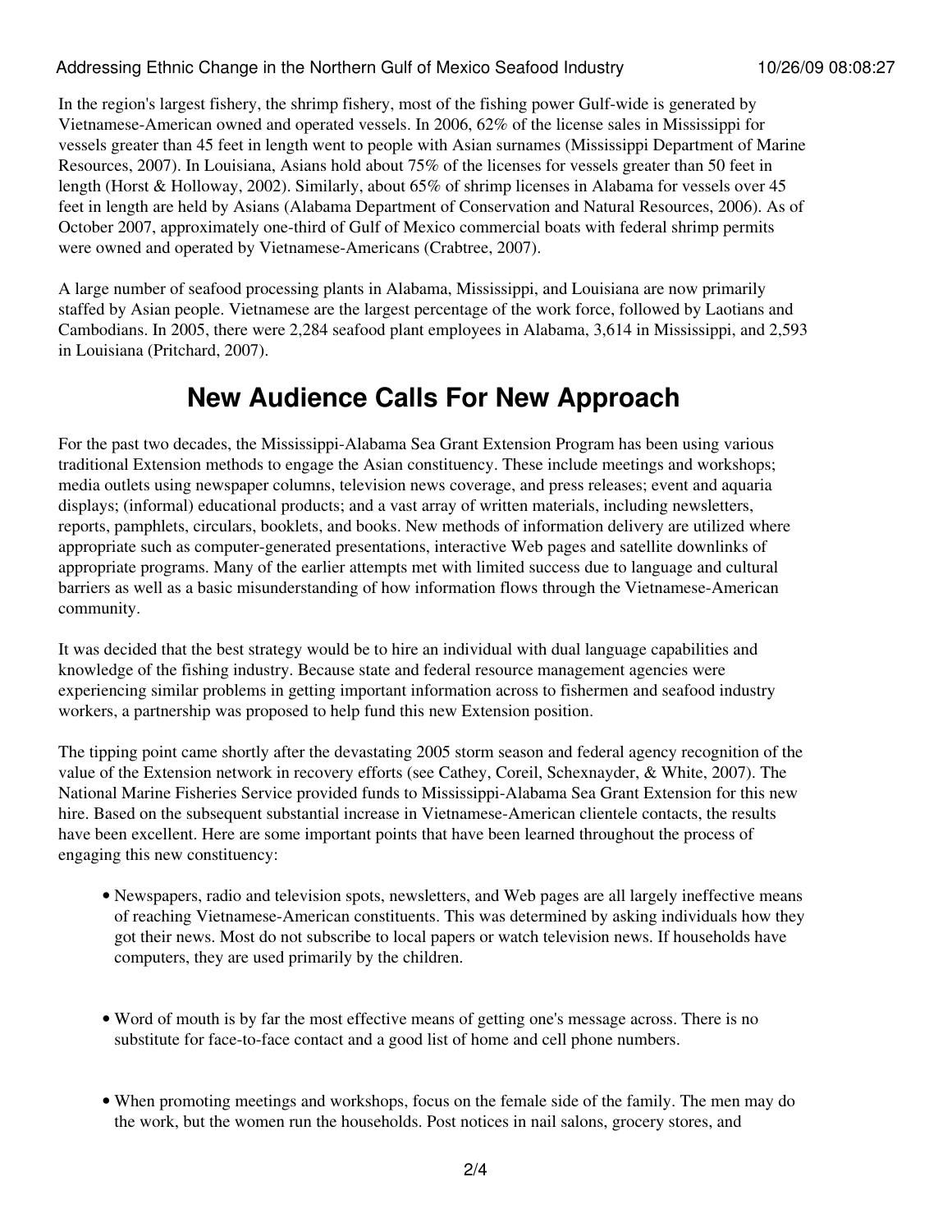In the region's largest fishery, the shrimp fishery, most of the fishing power Gulf-wide is generated by Vietnamese-American owned and operated vessels. In 2006, 62% of the license sales in Mississippi for vessels greater than 45 feet in length went to people with Asian surnames (Mississippi Department of Marine Resources, 2007). In Louisiana, Asians hold about 75% of the licenses for vessels greater than 50 feet in length (Horst & Holloway, 2002). Similarly, about 65% of shrimp licenses in Alabama for vessels over 45 feet in length are held by Asians (Alabama Department of Conservation and Natural Resources, 2006). As of October 2007, approximately one-third of Gulf of Mexico commercial boats with federal shrimp permits were owned and operated by Vietnamese-Americans (Crabtree, 2007).

A large number of seafood processing plants in Alabama, Mississippi, and Louisiana are now primarily staffed by Asian people. Vietnamese are the largest percentage of the work force, followed by Laotians and Cambodians. In 2005, there were 2,284 seafood plant employees in Alabama, 3,614 in Mississippi, and 2,593 in Louisiana (Pritchard, 2007).

## New Audience Calls For New Approach

For the past two decades, the Mississippi-Alabama Sea Grant Extension Program has been using various traditional Extension methods to engage the Asian constituency. These include meetings and workshops; media outlets using newspaper columns, television news coverage, and press releases; event and aquaria displays; (informal) educational products; and a vast array of written materials, including newsletters, reports, pamphlets, circulars, booklets, and books. New methods of information delivery are utilized where appropriate such as computer-generated presentations, interactive Web pages and satellite downlinks of appropriate programs. Many of the earlier attempts met with limited success due to language and cultural barriers as well as a basic misunderstanding of how information flows through the Vietnamese-American community.

It was decided that the best strategy would be to hire an individual with dual language capabilities and knowledge of the fishing industry. Because state and federal resource management agencies were experiencing similar problems in getting important information across to fishermen and seafood industry workers, a partnership was proposed to help fund this new Extension position.

The tipping point came shortly after the devastating 2005 storm season and federal agency recognition of the value of the Extension network in recovery efforts (see Cathey, Coreil, Schexnayder, & White, 2007). The National Marine Fisheries Service provided funds to Mississippi-Alabama Sea Grant Extension for this new hire. Based on the subsequent substantial increase in Vietnamese-American clientele contacts, the results have been excellent. Here are some important points that have been learned throughout the process of engaging this new constituency:

- Newspapers, radio and television spots, newsletters, and Web pages are all largely ineffective means of reaching Vietnamese-American constituents. This was determined by asking individuals how they got their news. Most do not subscribe to local papers or watch television news. If households have computers, they are used primarily by the children.
- Word of mouth is by far the most effective means of getting one's message across. There is no substitute for face-to-face contact and a good list of home and cell phone numbers.
- When promoting meetings and workshops, focus on the female side of the family. The men may do the work, but the women run the households. Post notices in nail salons, grocery stores, and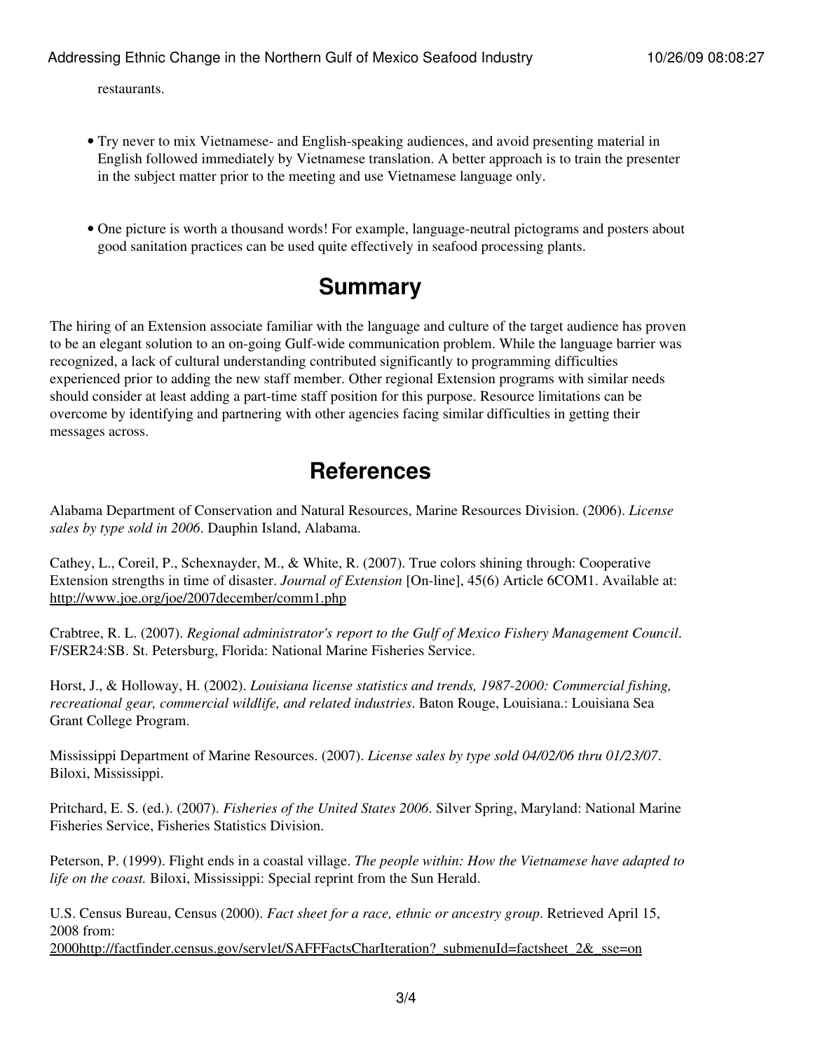restaurants.

- Try never to mix Vietnamese- and English-speaking audiences, and avoid presenting material in English followed immediately by Vietnamese translation. A better approach is to train the presenter in the subject matter prior to the meeting and use Vietnamese language only.

- One picture is worth a thousand words! For example, language-neutral pictograms and posters about good sanitation practices can be used quite effectively in seafood processing plants.

## Summary

The hiring of an Extension associate familiar with the language and culture of the target audience has proven to be an elegant solution to an on-going Gulf-wide communication problem. While the language barrier was recognized, a lack of cultural understanding contributed significantly to programming difficulties experienced prior to adding the new staff member. Other regional Extension programs with similar needs should consider at least adding a part-time staff position for this purpose. Resource limitations can be overcome by identifying and partnering with other agencies facing similar difficulties in getting their messages across.

## References

Alabama Department of Conservation and Natural Resources, Marine Resources Division. (2006). *License sales by type sold in 2006*. Dauphin Island, Alabama.

Cathey, L., Coreil, P., Schexnayder, M., & White, R. (2007). True colors shining through: Cooperative Extension strengths in time of disaster. *Journal of Extension* [On-line], 45(6) Article 6COM1. Available at: http://www.joe.org/joe/2007december/comm1.php

Crabtree, R. L. (2007). *Regional administrator's report to the Gulf of Mexico Fishery Management Council*. F/SER24:SB. St. Petersburg, Florida: National Marine Fisheries Service.

Horst, J., & Holloway, H. (2002). *Louisiana license statistics and trends, 1987-2000: Commercial fishing, recreational gear, commercial wildlife, and related industries*. Baton Rouge, Louisiana.: Louisiana Sea Grant College Program.

Mississippi Department of Marine Resources. (2007). *License sales by type sold 04/02/06 thru 01/23/07*. Biloxi, Mississippi.

Pritchard, E. S. (ed.). (2007). *Fisheries of the United States 2006*. Silver Spring, Maryland: National Marine Fisheries Service, Fisheries Statistics Division.

Peterson, P. (1999). Flight ends in a coastal village. *The people within: How the Vietnamese have adapted to life on the coast.* Biloxi, Mississippi: Special reprint from the Sun Herald.

U.S. Census Bureau, Census (2000). *Fact sheet for a race, ethnic or ancestry group*. Retrieved April 15, 2008 from: 2000http://factfinder.census.gov/servlet/SAFFFactsCharIteration?_submenuId=factsheet_2&_sse=on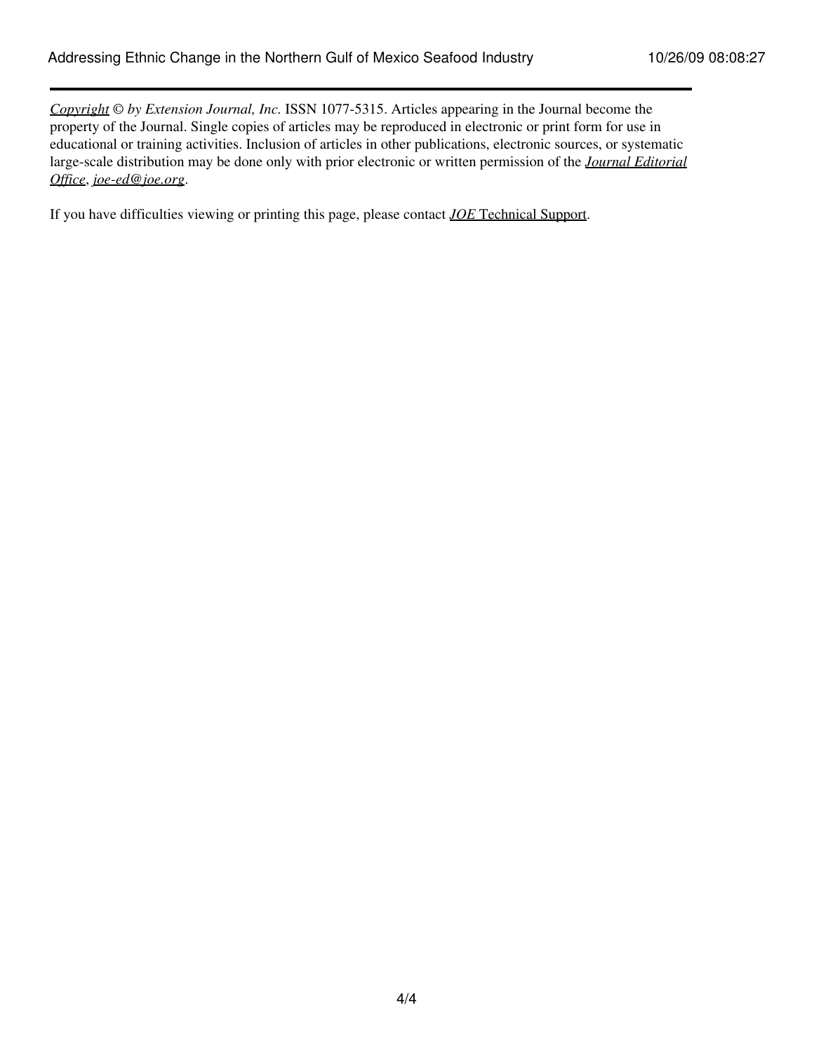*Copyright* © *by Extension Journal, Inc.* ISSN 1077-5315. Articles appearing in the Journal become the property of the Journal. Single copies of articles may be reproduced in electronic or print form for use in educational or training activities. Inclusion of articles in other publications, electronic sources, or systematic large-scale distribution may be done only with prior electronic or written permission of the *Journal Editorial Office*, *joe-ed@joe.org*.

If you have difficulties viewing or printing this page, please contact *JOE* Technical Support.